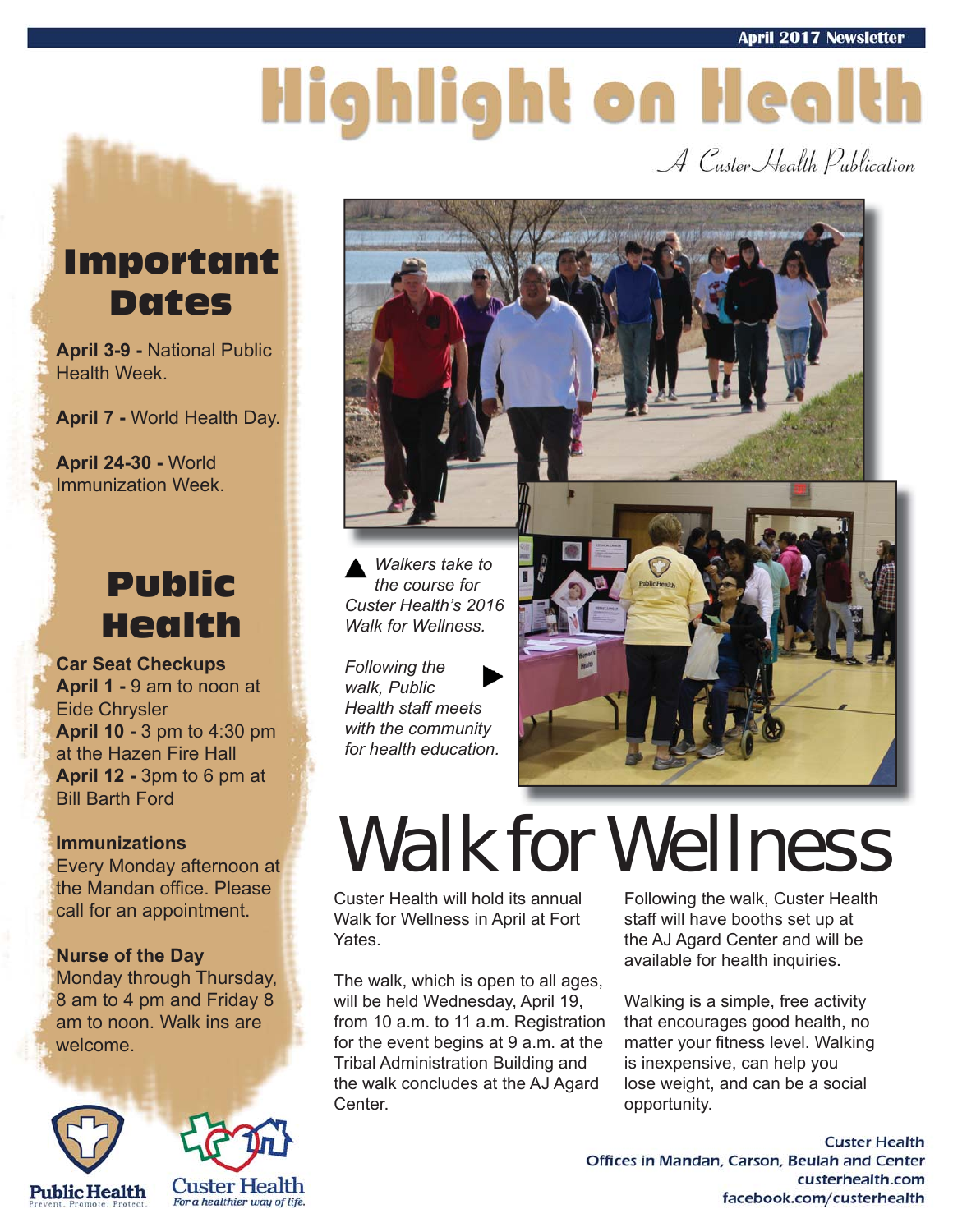April 2017 Newsletter

# Highlight on Health

*A Custer Health Publication*

## Important Dates

**April 3-9 -** National Public Health Week.

**April 7 -** World Health Day.

**April 24-30 -** World Immunization Week.

## Public Health

**Car Seat Checkups**
**April 1 -** 9 am to noon at Eide Chrysler
**April 10 -** 3 pm to 4:30 pm at the Hazen Fire Hall
**April 12 -** 3pm to 6 pm at Bill Barth Ford

**Immunizations**
Every Monday afternoon at the Mandan office. Please call for an appointment.

**Nurse of the Day**
Monday through Thursday, 8 am to 4 pm and Friday 8 am to noon. Walk ins are welcome.

*Walkers take to the course for Custer Health's 2016 Walk for Wellness.*

*Following the walk, Public Health staff meets with the community for health education.*

# Walk for Wellness

Custer Health will hold its annual Walk for Wellness in April at Fort Yates.

The walk, which is open to all ages, will be held Wednesday, April 19, from 10 a.m. to 11 a.m. Registration for the event begins at 9 a.m. at the Tribal Administration Building and the walk concludes at the AJ Agard Center.

Following the walk, Custer Health staff will have booths set up at the AJ Agard Center and will be available for health inquiries.

Walking is a simple, free activity that encourages good health, no matter your fitness level. Walking is inexpensive, can help you lose weight, and can be a social opportunity.

Public Health
Prevent. Promote. Protect.

Custer Health
For a healthier way of life.

Custer Health
Offices in Mandan, Carson, Beulah and Center
custerhealth.com
facebook.com/custerhealth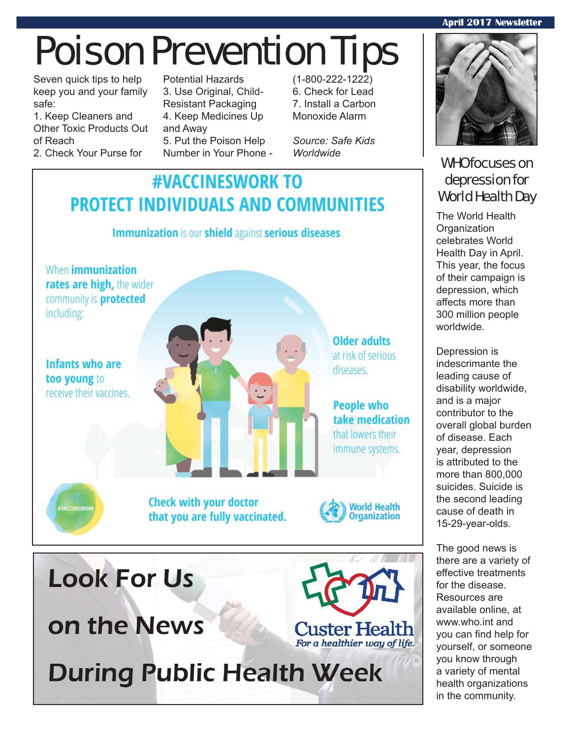# Poison Prevention Tips

Seven quick tips to help keep you and your family safe:

1. Keep Cleaners and Other Toxic Products Out of Reach
2. Check Your Purse for Potential Hazards
3. Use Original, Child-Resistant Packaging
4. Keep Medicines Up and Away
5. Put the Poison Help Number in Your Phone - (1-800-222-1222)
6. Check for Lead
7. Install a Carbon Monoxide Alarm

*Source: Safe Kids Worldwide*

## #VACCINESWORK TO PROTECT INDIVIDUALS AND COMMUNITIES

**Immunization** is our **shield** against **serious diseases**.

When **immunization rates are high,** the wider community is **protected** including:

**Infants who are too young** to receive their vaccines.

**Older adults** at risk of serious diseases.

**People who take medication** that lowers their immune systems.

#VACCINESWORK

**Check with your doctor that you are fully vaccinated.**

World Health Organization

## Look For Us on the News During Public Health Week

Custer Health
*For a healthier way of life.*

## WHO focuses on depression for World Health Day

The World Health Organization celebrates World Health Day in April. This year, the focus of their campaign is depression, which affects more than 300 million people worldwide.

Depression is indescrimante the leading cause of disability worldwide, and is a major contributor to the overall global burden of disease. Each year, depression is attributed to the more than 800,000 suicides. Suicide is the second leading cause of death in 15-29-year-olds.

The good news is there are a variety of effective treatments for the disease. Resources are available online, at www.who.int and you can find help for yourself, or someone you know through a variety of mental health organizations in the community.